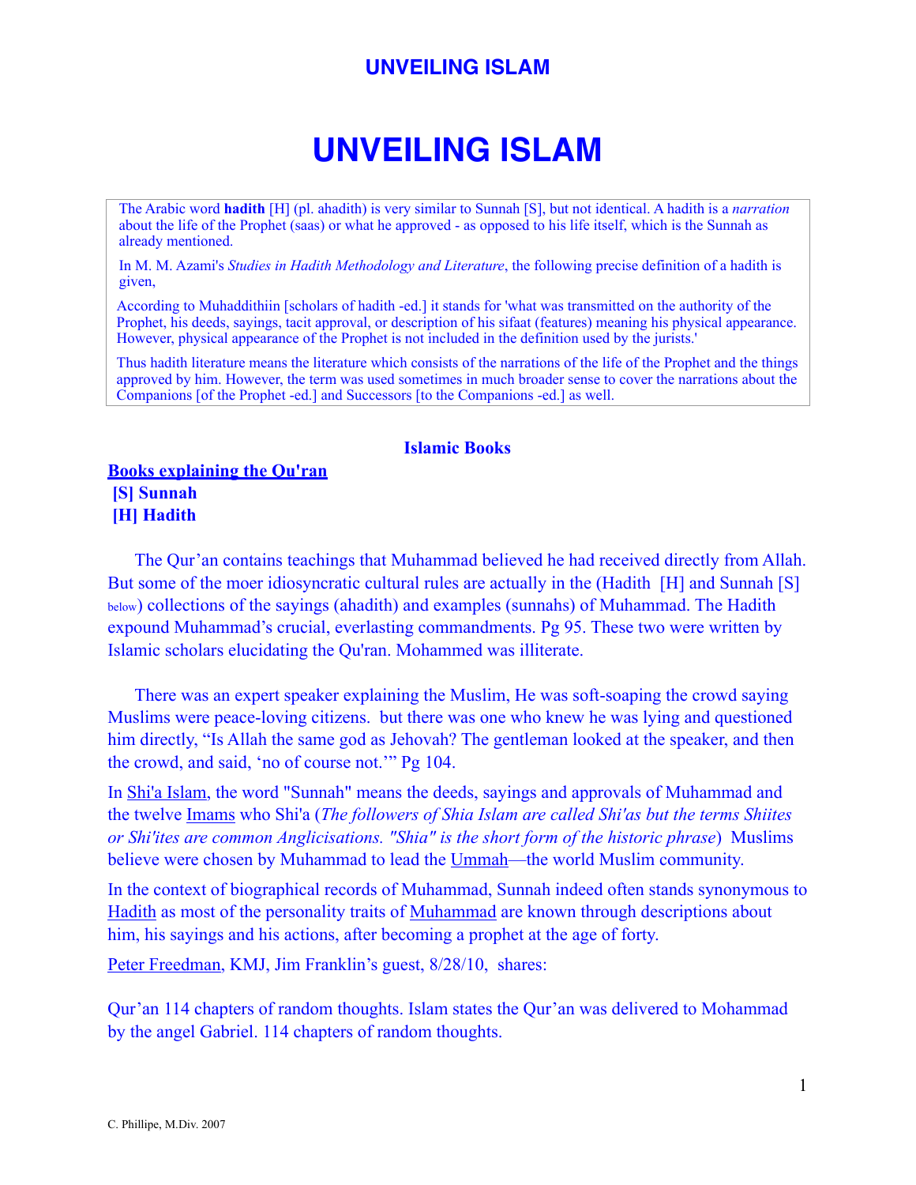# UNVEILING ISLAM

> The Arabic word **hadith** [H] (pl. ahadith) is very similar to Sunnah [S], but not identical. A hadith is a *narration* about the life of the Prophet (saas) or what he approved - as opposed to his life itself, which is the Sunnah as already mentioned.
>
> In M. M. Azami's *Studies in Hadith Methodology and Literature*, the following precise definition of a hadith is given,
>
> According to Muhaddithiin [scholars of hadith -ed.] it stands for 'what was transmitted on the authority of the Prophet, his deeds, sayings, tacit approval, or description of his sifaat (features) meaning his physical appearance. However, physical appearance of the Prophet is not included in the definition used by the jurists.'
>
> Thus hadith literature means the literature which consists of the narrations of the life of the Prophet and the things approved by him. However, the term was used sometimes in much broader sense to cover the narrations about the Companions [of the Prophet -ed.] and Successors [to the Companions -ed.] as well.

**Islamic Books**

**Books explaining the Qu'ran**
**[S] Sunnah**
**[H] Hadith**

The Qur'an contains teachings that Muhammad believed he had received directly from Allah. But some of the moer idiosyncratic cultural rules are actually in the (Hadith [H] and Sunnah [S] below) collections of the sayings (ahadith) and examples (sunnahs) of Muhammad. The Hadith expound Muhammad's crucial, everlasting commandments. Pg 95. These two were written by Islamic scholars elucidating the Qu'ran. Mohammed was illiterate.

There was an expert speaker explaining the Muslim, He was soft-soaping the crowd saying Muslims were peace-loving citizens. but there was one who knew he was lying and questioned him directly, "Is Allah the same god as Jehovah? The gentleman looked at the speaker, and then the crowd, and said, 'no of course not.'" Pg 104.

In Shi'a Islam, the word "Sunnah" means the deeds, sayings and approvals of Muhammad and the twelve Imams who Shi'a (*The followers of Shia Islam are called Shi'as but the terms Shiites or Shi'ites are common Anglicisations. "Shia" is the short form of the historic phrase*) Muslims believe were chosen by Muhammad to lead the Ummah—the world Muslim community.

In the context of biographical records of Muhammad, Sunnah indeed often stands synonymous to Hadith as most of the personality traits of Muhammad are known through descriptions about him, his sayings and his actions, after becoming a prophet at the age of forty.

Peter Freedman, KMJ, Jim Franklin's guest, 8/28/10, shares:

Qur'an 114 chapters of random thoughts. Islam states the Qur'an was delivered to Mohammad by the angel Gabriel. 114 chapters of random thoughts.

C. Phillipe, M.Div. 2007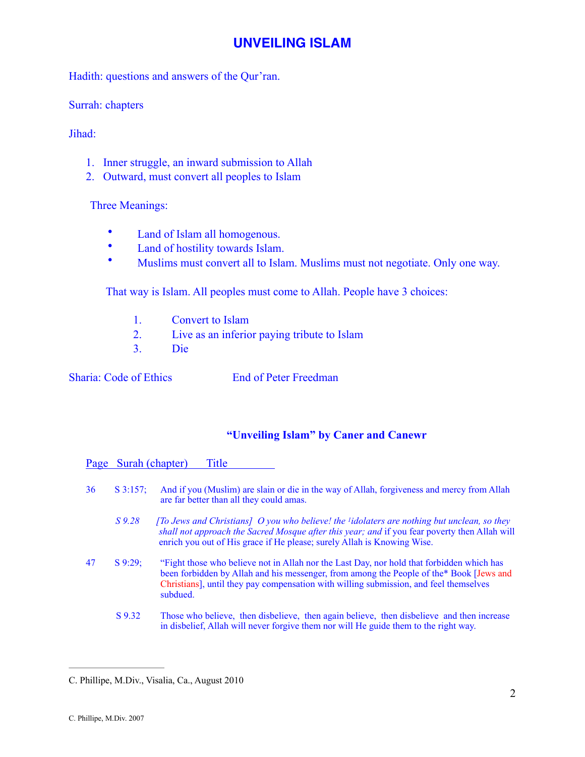# UNVEILING ISLAM

Hadith: questions and answers of the Qur'ran.

Surrah: chapters

Jihad:

1. Inner struggle, an inward submission to Allah
2. Outward, must convert all peoples to Islam

Three Meanings:

- Land of Islam all homogenous.
- Land of hostility towards Islam.
- Muslims must convert all to Islam. Muslims must not negotiate. Only one way.

That way is Islam. All peoples must come to Allah. People have 3 choices:

1. Convert to Islam
2. Live as an inferior paying tribute to Islam
3. Die

Sharia: Code of Ethics                End of Peter Freedman

### "Unveiling Islam" by Caner and Canewr

| Page | Surah (chapter) | Title |
|---|---|---|
| 36 | S 3:157; | And if you (Muslim) are slain or die in the way of Allah, forgiveness and mercy from Allah are far better than all they could amas. |
| | *S 9.28* | *[To Jews and Christians] O you who believe! the [1]idolaters are nothing but unclean, so they shall not approach the Sacred Mosque after this year; and* if you fear poverty then Allah will enrich you out of His grace if He please; surely Allah is Knowing Wise. |
| 47 | S 9:29; | "Fight those who believe not in Allah nor the Last Day, nor hold that forbidden which has been forbidden by Allah and his messenger, from among the People of the* Book [Jews and Christians], until they pay compensation with willing submission, and feel themselves subdued. |
| | S 9.32 | Those who believe, then disbelieve, then again believe, then disbelieve and then increase in disbelief, Allah will never forgive them nor will He guide them to the right way. |

---

C. Phillipe, M.Div., Visalia, Ca., August 2010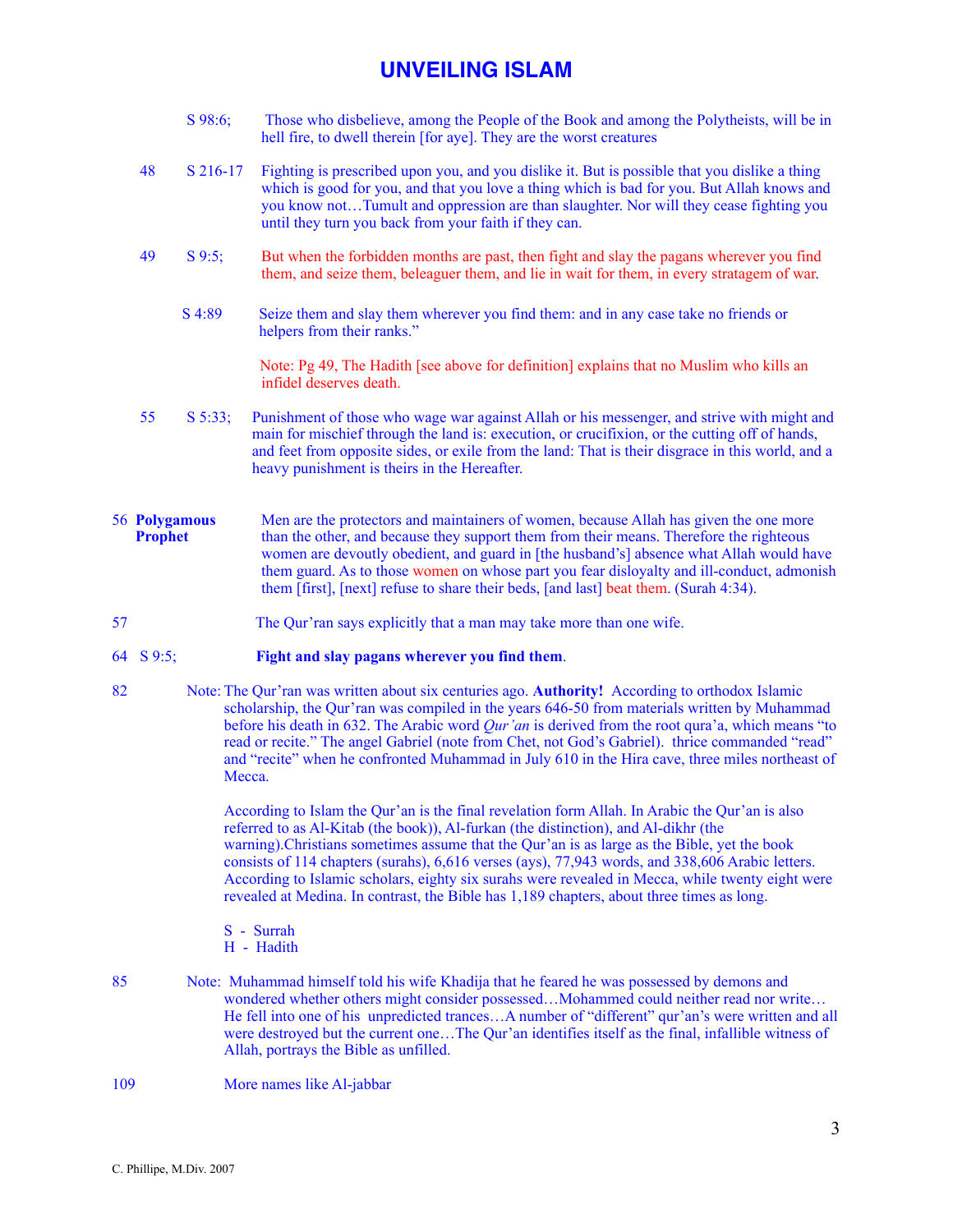# UNVEILING ISLAM

S 98:6; Those who disbelieve, among the People of the Book and among the Polytheists, will be in hell fire, to dwell therein [for aye]. They are the worst creatures

48 S 216-17 Fighting is prescribed upon you, and you dislike it. But is possible that you dislike a thing which is good for you, and that you love a thing which is bad for you. But Allah knows and you know not…Tumult and oppression are than slaughter. Nor will they cease fighting you until they turn you back from your faith if they can.

49 S 9:5; But when the forbidden months are past, then fight and slay the pagans wherever you find them, and seize them, beleaguer them, and lie in wait for them, in every stratagem of war.

S 4:89 Seize them and slay them wherever you find them: and in any case take no friends or helpers from their ranks."

Note: Pg 49, The Hadith [see above for definition] explains that no Muslim who kills an infidel deserves death.

55 S 5:33; Punishment of those who wage war against Allah or his messenger, and strive with might and main for mischief through the land is: execution, or crucifixion, or the cutting off of hands, and feet from opposite sides, or exile from the land: That is their disgrace in this world, and a heavy punishment is theirs in the Hereafter.

56 **Polygamous Prophet** Men are the protectors and maintainers of women, because Allah has given the one more than the other, and because they support them from their means. Therefore the righteous women are devoutly obedient, and guard in [the husband's] absence what Allah would have them guard. As to those women on whose part you fear disloyalty and ill-conduct, admonish them [first], [next] refuse to share their beds, [and last] beat them. (Surah 4:34).

57 The Qur'ran says explicitly that a man may take more than one wife.

64 S 9:5; **Fight and slay pagans wherever you find them**.

82 Note: The Qur'ran was written about six centuries ago. **Authority!** According to orthodox Islamic scholarship, the Qur'ran was compiled in the years 646-50 from materials written by Muhammad before his death in 632. The Arabic word *Qur'an* is derived from the root qura'a, which means "to read or recite." The angel Gabriel (note from Chet, not God's Gabriel). thrice commanded "read" and "recite" when he confronted Muhammad in July 610 in the Hira cave, three miles northeast of Mecca.

According to Islam the Qur'an is the final revelation form Allah. In Arabic the Qur'an is also referred to as Al-Kitab (the book)), Al-furkan (the distinction), and Al-dikhr (the warning).Christians sometimes assume that the Qur'an is as large as the Bible, yet the book consists of 114 chapters (surahs), 6,616 verses (ays), 77,943 words, and 338,606 Arabic letters. According to Islamic scholars, eighty six surahs were revealed in Mecca, while twenty eight were revealed at Medina. In contrast, the Bible has 1,189 chapters, about three times as long.

S - Surrah
H - Hadith

85 Note: Muhammad himself told his wife Khadija that he feared he was possessed by demons and wondered whether others might consider possessed…Mohammed could neither read nor write…He fell into one of his unpredicted trances…A number of "different" qur'an's were written and all were destroyed but the current one…The Qur'an identifies itself as the final, infallible witness of Allah, portrays the Bible as unfilled.

109 More names like Al-jabbar

C. Phillipe, M.Div. 2007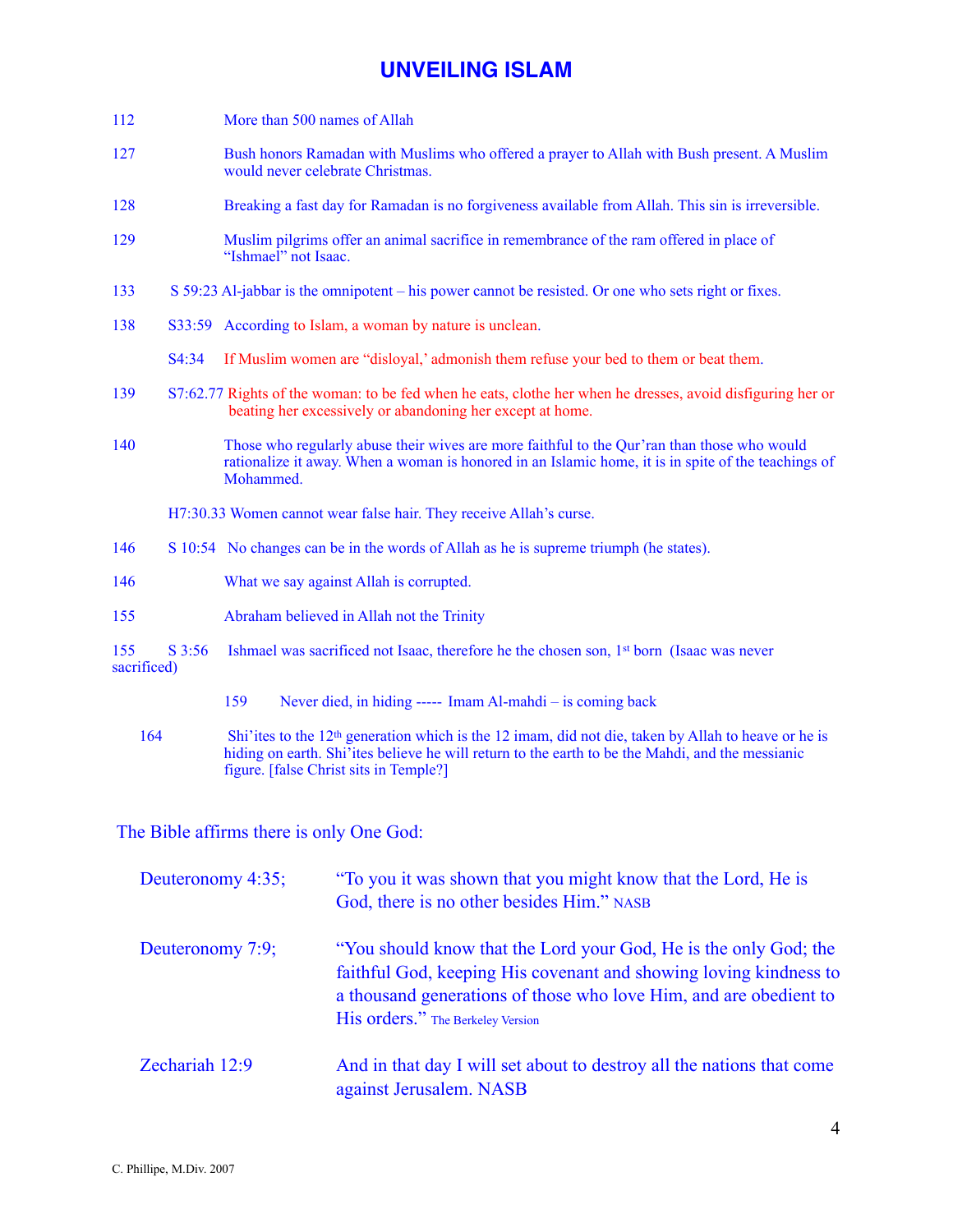# UNVEILING ISLAM

112 More than 500 names of Allah

127 Bush honors Ramadan with Muslims who offered a prayer to Allah with Bush present. A Muslim would never celebrate Christmas.

128 Breaking a fast day for Ramadan is no forgiveness available from Allah. This sin is irreversible.

129 Muslim pilgrims offer an animal sacrifice in remembrance of the ram offered in place of "Ishmael" not Isaac.

133 S 59:23 Al-jabbar is the omnipotent – his power cannot be resisted. Or one who sets right or fixes.

138 S33:59 According to Islam, a woman by nature is unclean.

S4:34 If Muslim women are "disloyal,' admonish them refuse your bed to them or beat them.

139 S7:62.77 Rights of the woman: to be fed when he eats, clothe her when he dresses, avoid disfiguring her or beating her excessively or abandoning her except at home.

140 Those who regularly abuse their wives are more faithful to the Qur'ran than those who would rationalize it away. When a woman is honored in an Islamic home, it is in spite of the teachings of Mohammed.

H7:30.33 Women cannot wear false hair. They receive Allah's curse.

146 S 10:54 No changes can be in the words of Allah as he is supreme triumph (he states).

146 What we say against Allah is corrupted.

155 Abraham believed in Allah not the Trinity

155 S 3:56 Ishmael was sacrificed not Isaac, therefore he the chosen son, 1st born (Isaac was never sacrificed)

159 Never died, in hiding ----- Imam Al-mahdi – is coming back

164 Shi'ites to the 12th generation which is the 12 imam, did not die, taken by Allah to heave or he is hiding on earth. Shi'ites believe he will return to the earth to be the Mahdi, and the messianic figure. [false Christ sits in Temple?]

The Bible affirms there is only One God:

| | |
|---|---|
| Deuteronomy 4:35; | "To you it was shown that you might know that the Lord, He is God, there is no other besides Him." NASB |
| Deuteronomy 7:9; | "You should know that the Lord your God, He is the only God; the faithful God, keeping His covenant and showing loving kindness to a thousand generations of those who love Him, and are obedient to His orders." The Berkeley Version |
| Zechariah 12:9 | And in that day I will set about to destroy all the nations that come against Jerusalem. NASB |

C. Phillipe, M.Div. 2007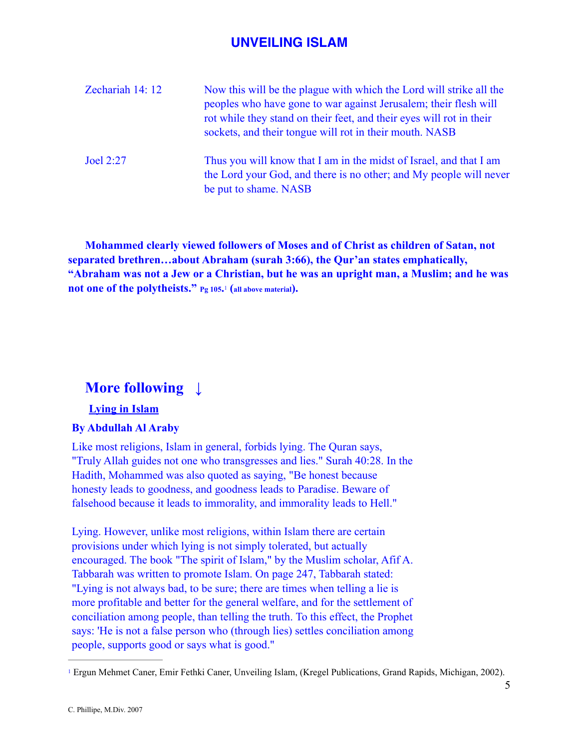| | |
|---|---|
| Zechariah 14: 12 | Now this will be the plague with which the Lord will strike all the peoples who have gone to war against Jerusalem; their flesh will rot while they stand on their feet, and their eyes will rot in their sockets, and their tongue will rot in their mouth. NASB |
| Joel 2:27 | Thus you will know that I am in the midst of Israel, and that I am the Lord your God, and there is no other; and My people will never be put to shame. NASB |

**Mohammed clearly viewed followers of Moses and of Christ as children of Satan, not separated brethren…about Abraham (surah 3:66), the Qur'an states emphatically, "Abraham was not a Jew or a Christian, but he was an upright man, a Muslim; and he was not one of the polytheists." Pg 105.**[1] **(all above material).**

## More following ↓

**Lying in Islam**

**By Abdullah Al Araby**

Like most religions, Islam in general, forbids lying. The Quran says, "Truly Allah guides not one who transgresses and lies." Surah 40:28. In the Hadith, Mohammed was also quoted as saying, "Be honest because honesty leads to goodness, and goodness leads to Paradise. Beware of falsehood because it leads to immorality, and immorality leads to Hell."

Lying. However, unlike most religions, within Islam there are certain provisions under which lying is not simply tolerated, but actually encouraged. The book "The spirit of Islam," by the Muslim scholar, Afif A. Tabbarah was written to promote Islam. On page 247, Tabbarah stated: "Lying is not always bad, to be sure; there are times when telling a lie is more profitable and better for the general welfare, and for the settlement of conciliation among people, than telling the truth. To this effect, the Prophet says: 'He is not a false person who (through lies) settles conciliation among people, supports good or says what is good."

[1] Ergun Mehmet Caner, Emir Fethki Caner, Unveiling Islam, (Kregel Publications, Grand Rapids, Michigan, 2002).